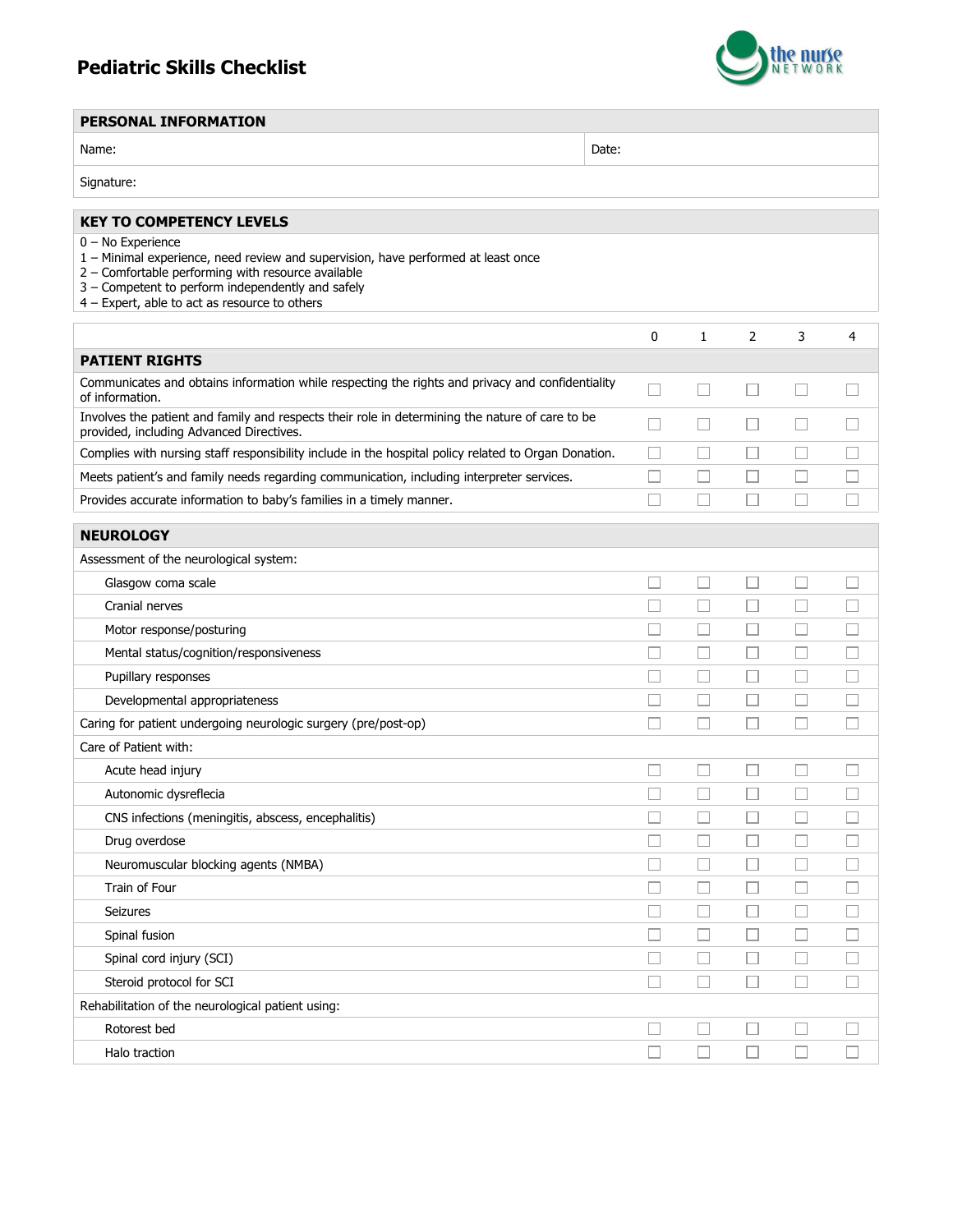# Pediatric Skills Checklist

the nurse NETWORK

| PERSONAL INFORMATION | |
|---|---|
| Name: | Date: |
| Signature: | |

## KEY TO COMPETENCY LEVELS

0 – No Experience
1 – Minimal experience, need review and supervision, have performed at least once
2 – Comfortable performing with resource available
3 – Competent to perform independently and safely
4 – Expert, able to act as resource to others

| | 0 | 1 | 2 | 3 | 4 |
|---|---|---|---|---|---|
| **PATIENT RIGHTS** | | | | | |
| Communicates and obtains information while respecting the rights and privacy and confidentiality of information. | ☐ | ☐ | ☐ | ☐ | ☐ |
| Involves the patient and family and respects their role in determining the nature of care to be provided, including Advanced Directives. | ☐ | ☐ | ☐ | ☐ | ☐ |
| Complies with nursing staff responsibility include in the hospital policy related to Organ Donation. | ☐ | ☐ | ☐ | ☐ | ☐ |
| Meets patient's and family needs regarding communication, including interpreter services. | ☐ | ☐ | ☐ | ☐ | ☐ |
| Provides accurate information to baby's families in a timely manner. | ☐ | ☐ | ☐ | ☐ | ☐ |

| **NEUROLOGY** | | | | | |
|---|---|---|---|---|---|
| Assessment of the neurological system: | | | | | |
| Glasgow coma scale | ☐ | ☐ | ☐ | ☐ | ☐ |
| Cranial nerves | ☐ | ☐ | ☐ | ☐ | ☐ |
| Motor response/posturing | ☐ | ☐ | ☐ | ☐ | ☐ |
| Mental status/cognition/responsiveness | ☐ | ☐ | ☐ | ☐ | ☐ |
| Pupillary responses | ☐ | ☐ | ☐ | ☐ | ☐ |
| Developmental appropriateness | ☐ | ☐ | ☐ | ☐ | ☐ |
| Caring for patient undergoing neurologic surgery (pre/post-op) | ☐ | ☐ | ☐ | ☐ | ☐ |
| Care of Patient with: | | | | | |
| Acute head injury | ☐ | ☐ | ☐ | ☐ | ☐ |
| Autonomic dysreflecia | ☐ | ☐ | ☐ | ☐ | ☐ |
| CNS infections (meningitis, abscess, encephalitis) | ☐ | ☐ | ☐ | ☐ | ☐ |
| Drug overdose | ☐ | ☐ | ☐ | ☐ | ☐ |
| Neuromuscular blocking agents (NMBA) | ☐ | ☐ | ☐ | ☐ | ☐ |
| Train of Four | ☐ | ☐ | ☐ | ☐ | ☐ |
| Seizures | ☐ | ☐ | ☐ | ☐ | ☐ |
| Spinal fusion | ☐ | ☐ | ☐ | ☐ | ☐ |
| Spinal cord injury (SCI) | ☐ | ☐ | ☐ | ☐ | ☐ |
| Steroid protocol for SCI | ☐ | ☐ | ☐ | ☐ | ☐ |
| Rehabilitation of the neurological patient using: | | | | | |
| Rotorest bed | ☐ | ☐ | ☐ | ☐ | ☐ |
| Halo traction | ☐ | ☐ | ☐ | ☐ | ☐ |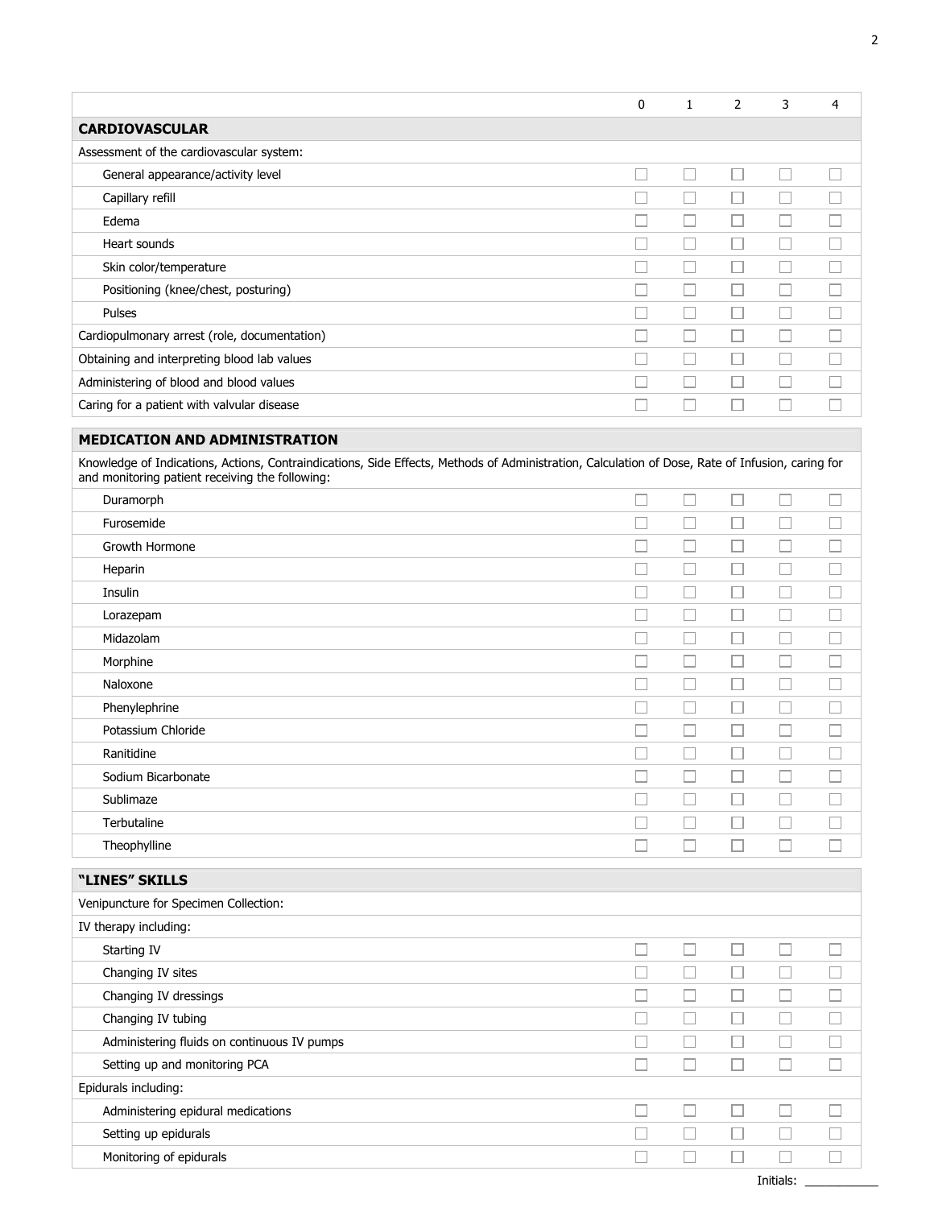| | 0 | 1 | 2 | 3 | 4 |
|---|---|---|---|---|---|
| **CARDIOVASCULAR** | | | | | |
| Assessment of the cardiovascular system: | | | | | |
| General appearance/activity level | ☐ | ☐ | ☐ | ☐ | ☐ |
| Capillary refill | ☐ | ☐ | ☐ | ☐ | ☐ |
| Edema | ☐ | ☐ | ☐ | ☐ | ☐ |
| Heart sounds | ☐ | ☐ | ☐ | ☐ | ☐ |
| Skin color/temperature | ☐ | ☐ | ☐ | ☐ | ☐ |
| Positioning (knee/chest, posturing) | ☐ | ☐ | ☐ | ☐ | ☐ |
| Pulses | ☐ | ☐ | ☐ | ☐ | ☐ |
| Cardiopulmonary arrest (role, documentation) | ☐ | ☐ | ☐ | ☐ | ☐ |
| Obtaining and interpreting blood lab values | ☐ | ☐ | ☐ | ☐ | ☐ |
| Administering of blood and blood values | ☐ | ☐ | ☐ | ☐ | ☐ |
| Caring for a patient with valvular disease | ☐ | ☐ | ☐ | ☐ | ☐ |

| | 0 | 1 | 2 | 3 | 4 |
|---|---|---|---|---|---|
| **MEDICATION AND ADMINISTRATION** | | | | | |
| Knowledge of Indications, Actions, Contraindications, Side Effects, Methods of Administration, Calculation of Dose, Rate of Infusion, caring for and monitoring patient receiving the following: | | | | | |
| Duramorph | ☐ | ☐ | ☐ | ☐ | ☐ |
| Furosemide | ☐ | ☐ | ☐ | ☐ | ☐ |
| Growth Hormone | ☐ | ☐ | ☐ | ☐ | ☐ |
| Heparin | ☐ | ☐ | ☐ | ☐ | ☐ |
| Insulin | ☐ | ☐ | ☐ | ☐ | ☐ |
| Lorazepam | ☐ | ☐ | ☐ | ☐ | ☐ |
| Midazolam | ☐ | ☐ | ☐ | ☐ | ☐ |
| Morphine | ☐ | ☐ | ☐ | ☐ | ☐ |
| Naloxone | ☐ | ☐ | ☐ | ☐ | ☐ |
| Phenylephrine | ☐ | ☐ | ☐ | ☐ | ☐ |
| Potassium Chloride | ☐ | ☐ | ☐ | ☐ | ☐ |
| Ranitidine | ☐ | ☐ | ☐ | ☐ | ☐ |
| Sodium Bicarbonate | ☐ | ☐ | ☐ | ☐ | ☐ |
| Sublimaze | ☐ | ☐ | ☐ | ☐ | ☐ |
| Terbutaline | ☐ | ☐ | ☐ | ☐ | ☐ |
| Theophylline | ☐ | ☐ | ☐ | ☐ | ☐ |

| | 0 | 1 | 2 | 3 | 4 |
|---|---|---|---|---|---|
| **"LINES" SKILLS** | | | | | |
| Venipuncture for Specimen Collection: | | | | | |
| IV therapy including: | | | | | |
| Starting IV | ☐ | ☐ | ☐ | ☐ | ☐ |
| Changing IV sites | ☐ | ☐ | ☐ | ☐ | ☐ |
| Changing IV dressings | ☐ | ☐ | ☐ | ☐ | ☐ |
| Changing IV tubing | ☐ | ☐ | ☐ | ☐ | ☐ |
| Administering fluids on continuous IV pumps | ☐ | ☐ | ☐ | ☐ | ☐ |
| Setting up and monitoring PCA | ☐ | ☐ | ☐ | ☐ | ☐ |
| Epidurals including: | | | | | |
| Administering epidural medications | ☐ | ☐ | ☐ | ☐ | ☐ |
| Setting up epidurals | ☐ | ☐ | ☐ | ☐ | ☐ |
| Monitoring of epidurals | ☐ | ☐ | ☐ | ☐ | ☐ |

Initials: ___________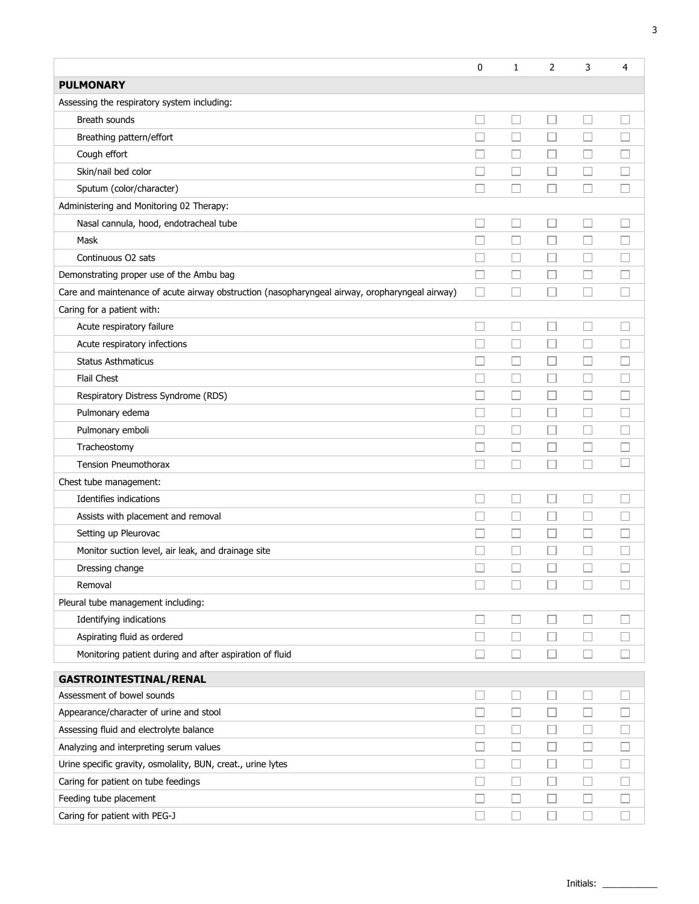| | 0 | 1 | 2 | 3 | 4 |
|---|---|---|---|---|---|
| **PULMONARY** | | | | | |
| Assessing the respiratory system including: | | | | | |
| Breath sounds | ☐ | ☐ | ☐ | ☐ | ☐ |
| Breathing pattern/effort | ☐ | ☐ | ☐ | ☐ | ☐ |
| Cough effort | ☐ | ☐ | ☐ | ☐ | ☐ |
| Skin/nail bed color | ☐ | ☐ | ☐ | ☐ | ☐ |
| Sputum (color/character) | ☐ | ☐ | ☐ | ☐ | ☐ |
| Administering and Monitoring 02 Therapy: | | | | | |
| Nasal cannula, hood, endotracheal tube | ☐ | ☐ | ☐ | ☐ | ☐ |
| Mask | ☐ | ☐ | ☐ | ☐ | ☐ |
| Continuous O2 sats | ☐ | ☐ | ☐ | ☐ | ☐ |
| Demonstrating proper use of the Ambu bag | ☐ | ☐ | ☐ | ☐ | ☐ |
| Care and maintenance of acute airway obstruction (nasopharyngeal airway, oropharyngeal airway) | ☐ | ☐ | ☐ | ☐ | ☐ |
| Caring for a patient with: | | | | | |
| Acute respiratory failure | ☐ | ☐ | ☐ | ☐ | ☐ |
| Acute respiratory infections | ☐ | ☐ | ☐ | ☐ | ☐ |
| Status Asthmaticus | ☐ | ☐ | ☐ | ☐ | ☐ |
| Flail Chest | ☐ | ☐ | ☐ | ☐ | ☐ |
| Respiratory Distress Syndrome (RDS) | ☐ | ☐ | ☐ | ☐ | ☐ |
| Pulmonary edema | ☐ | ☐ | ☐ | ☐ | ☐ |
| Pulmonary emboli | ☐ | ☐ | ☐ | ☐ | ☐ |
| Tracheostomy | ☐ | ☐ | ☐ | ☐ | ☐ |
| Tension Pneumothorax | ☐ | ☐ | ☐ | ☐ | ☐ |
| Chest tube management: | | | | | |
| Identifies indications | ☐ | ☐ | ☐ | ☐ | ☐ |
| Assists with placement and removal | ☐ | ☐ | ☐ | ☐ | ☐ |
| Setting up Pleurovac | ☐ | ☐ | ☐ | ☐ | ☐ |
| Monitor suction level, air leak, and drainage site | ☐ | ☐ | ☐ | ☐ | ☐ |
| Dressing change | ☐ | ☐ | ☐ | ☐ | ☐ |
| Removal | ☐ | ☐ | ☐ | ☐ | ☐ |
| Pleural tube management including: | | | | | |
| Identifying indications | ☐ | ☐ | ☐ | ☐ | ☐ |
| Aspirating fluid as ordered | ☐ | ☐ | ☐ | ☐ | ☐ |
| Monitoring patient during and after aspiration of fluid | ☐ | ☐ | ☐ | ☐ | ☐ |

| | | | | | |
|---|---|---|---|---|---|
| **GASTROINTESTINAL/RENAL** | | | | | |
| Assessment of bowel sounds | ☐ | ☐ | ☐ | ☐ | ☐ |
| Appearance/character of urine and stool | ☐ | ☐ | ☐ | ☐ | ☐ |
| Assessing fluid and electrolyte balance | ☐ | ☐ | ☐ | ☐ | ☐ |
| Analyzing and interpreting serum values | ☐ | ☐ | ☐ | ☐ | ☐ |
| Urine specific gravity, osmolality, BUN, creat., urine lytes | ☐ | ☐ | ☐ | ☐ | ☐ |
| Caring for patient on tube feedings | ☐ | ☐ | ☐ | ☐ | ☐ |
| Feeding tube placement | ☐ | ☐ | ☐ | ☐ | ☐ |
| Caring for patient with PEG-J | ☐ | ☐ | ☐ | ☐ | ☐ |

Initials: ___________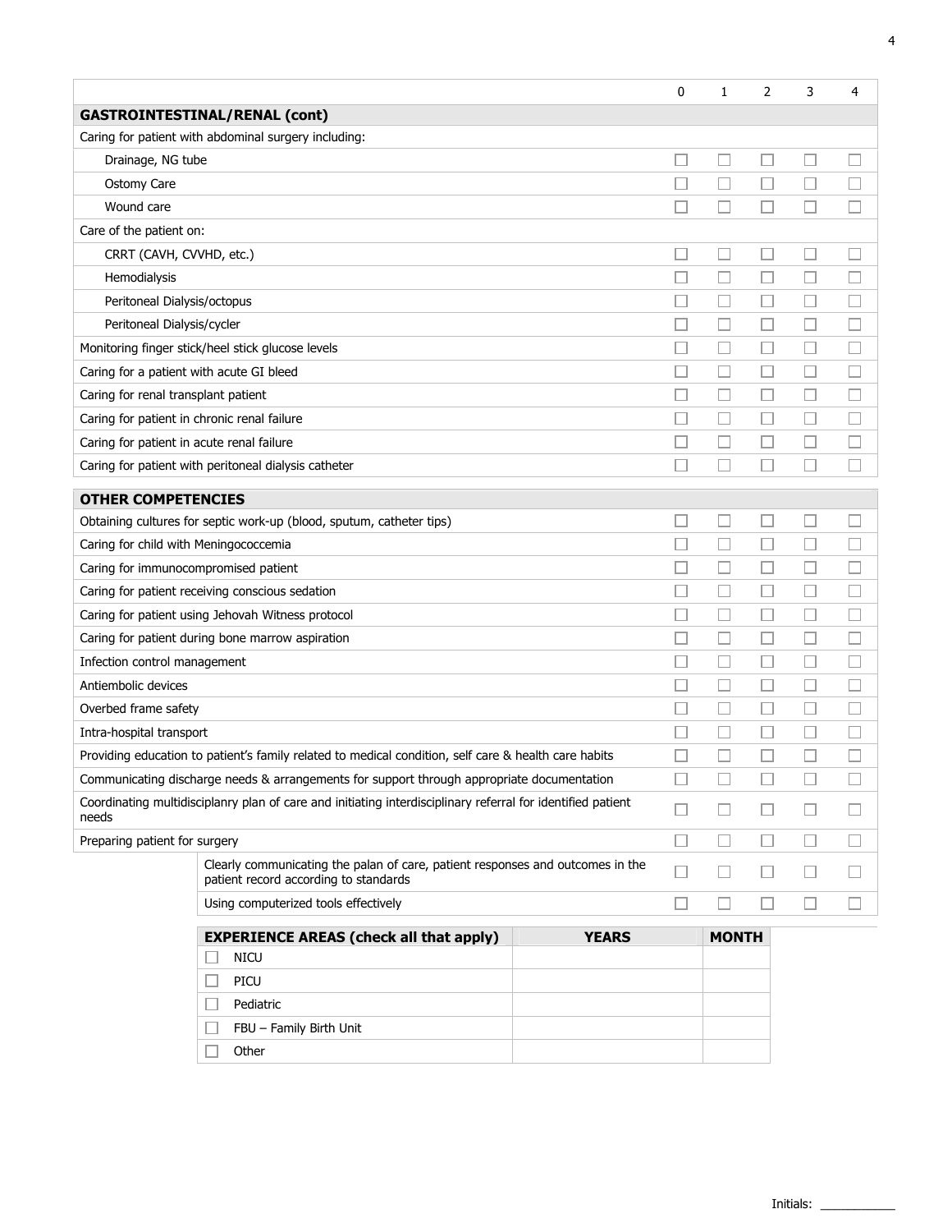| | 0 | 1 | 2 | 3 | 4 |
|---|---|---|---|---|---|
| **GASTROINTESTINAL/RENAL (cont)** | | | | | |
| Caring for patient with abdominal surgery including: | | | | | |
| Drainage, NG tube | ☐ | ☐ | ☐ | ☐ | ☐ |
| Ostomy Care | ☐ | ☐ | ☐ | ☐ | ☐ |
| Wound care | ☐ | ☐ | ☐ | ☐ | ☐ |
| Care of the patient on: | | | | | |
| CRRT (CAVH, CVVHD, etc.) | ☐ | ☐ | ☐ | ☐ | ☐ |
| Hemodialysis | ☐ | ☐ | ☐ | ☐ | ☐ |
| Peritoneal Dialysis/octopus | ☐ | ☐ | ☐ | ☐ | ☐ |
| Peritoneal Dialysis/cycler | ☐ | ☐ | ☐ | ☐ | ☐ |
| Monitoring finger stick/heel stick glucose levels | ☐ | ☐ | ☐ | ☐ | ☐ |
| Caring for a patient with acute GI bleed | ☐ | ☐ | ☐ | ☐ | ☐ |
| Caring for renal transplant patient | ☐ | ☐ | ☐ | ☐ | ☐ |
| Caring for patient in chronic renal failure | ☐ | ☐ | ☐ | ☐ | ☐ |
| Caring for patient in acute renal failure | ☐ | ☐ | ☐ | ☐ | ☐ |
| Caring for patient with peritoneal dialysis catheter | ☐ | ☐ | ☐ | ☐ | ☐ |

| | | | | | |
|---|---|---|---|---|---|
| **OTHER COMPETENCIES** | | | | | |
| Obtaining cultures for septic work-up (blood, sputum, catheter tips) | ☐ | ☐ | ☐ | ☐ | ☐ |
| Caring for child with Meningococcemia | ☐ | ☐ | ☐ | ☐ | ☐ |
| Caring for immunocompromised patient | ☐ | ☐ | ☐ | ☐ | ☐ |
| Caring for patient receiving conscious sedation | ☐ | ☐ | ☐ | ☐ | ☐ |
| Caring for patient using Jehovah Witness protocol | ☐ | ☐ | ☐ | ☐ | ☐ |
| Caring for patient during bone marrow aspiration | ☐ | ☐ | ☐ | ☐ | ☐ |
| Infection control management | ☐ | ☐ | ☐ | ☐ | ☐ |
| Antiembolic devices | ☐ | ☐ | ☐ | ☐ | ☐ |
| Overbed frame safety | ☐ | ☐ | ☐ | ☐ | ☐ |
| Intra-hospital transport | ☐ | ☐ | ☐ | ☐ | ☐ |
| Providing education to patient's family related to medical condition, self care & health care habits | ☐ | ☐ | ☐ | ☐ | ☐ |
| Communicating discharge needs & arrangements for support through appropriate documentation | ☐ | ☐ | ☐ | ☐ | ☐ |
| Coordinating multidisciplanry plan of care and initiating interdisciplinary referral for identified patient needs | ☐ | ☐ | ☐ | ☐ | ☐ |
| Preparing patient for surgery | ☐ | ☐ | ☐ | ☐ | ☐ |
| Clearly communicating the palan of care, patient responses and outcomes in the patient record according to standards | ☐ | ☐ | ☐ | ☐ | ☐ |
| Using computerized tools effectively | ☐ | ☐ | ☐ | ☐ | ☐ |

| **EXPERIENCE AREAS (check all that apply)** | **YEARS** | **MONTH** |
|---|---|---|
| ☐ NICU | | |
| ☐ PICU | | |
| ☐ Pediatric | | |
| ☐ FBU – Family Birth Unit | | |
| ☐ Other | | |

Initials: ___________